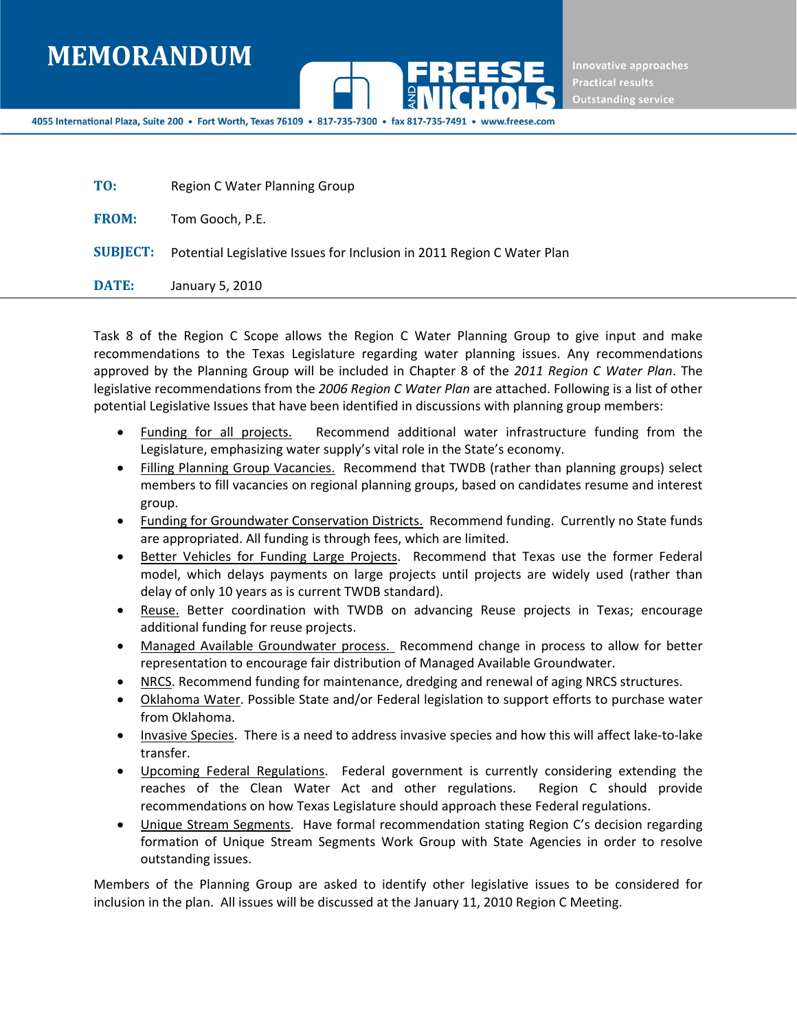# MEMORANDUM

FREESE AND NICHOLS

Innovative approaches
Practical results
Outstanding service

4055 International Plaza, Suite 200 • Fort Worth, Texas 76109 • 817-735-7300 • fax 817-735-7491 • www.freese.com

**TO:** Region C Water Planning Group

**FROM:** Tom Gooch, P.E.

**SUBJECT:** Potential Legislative Issues for Inclusion in 2011 Region C Water Plan

**DATE:** January 5, 2010

---

Task 8 of the Region C Scope allows the Region C Water Planning Group to give input and make recommendations to the Texas Legislature regarding water planning issues. Any recommendations approved by the Planning Group will be included in Chapter 8 of the *2011 Region C Water Plan*. The legislative recommendations from the *2006 Region C Water Plan* are attached. Following is a list of other potential Legislative Issues that have been identified in discussions with planning group members:

- Funding for all projects. Recommend additional water infrastructure funding from the Legislature, emphasizing water supply's vital role in the State's economy.
- Filling Planning Group Vacancies. Recommend that TWDB (rather than planning groups) select members to fill vacancies on regional planning groups, based on candidates resume and interest group.
- Funding for Groundwater Conservation Districts. Recommend funding. Currently no State funds are appropriated. All funding is through fees, which are limited.
- Better Vehicles for Funding Large Projects. Recommend that Texas use the former Federal model, which delays payments on large projects until projects are widely used (rather than delay of only 10 years as is current TWDB standard).
- Reuse. Better coordination with TWDB on advancing Reuse projects in Texas; encourage additional funding for reuse projects.
- Managed Available Groundwater process. Recommend change in process to allow for better representation to encourage fair distribution of Managed Available Groundwater.
- NRCS. Recommend funding for maintenance, dredging and renewal of aging NRCS structures.
- Oklahoma Water. Possible State and/or Federal legislation to support efforts to purchase water from Oklahoma.
- Invasive Species. There is a need to address invasive species and how this will affect lake-to-lake transfer.
- Upcoming Federal Regulations. Federal government is currently considering extending the reaches of the Clean Water Act and other regulations. Region C should provide recommendations on how Texas Legislature should approach these Federal regulations.
- Unique Stream Segments. Have formal recommendation stating Region C's decision regarding formation of Unique Stream Segments Work Group with State Agencies in order to resolve outstanding issues.

Members of the Planning Group are asked to identify other legislative issues to be considered for inclusion in the plan. All issues will be discussed at the January 11, 2010 Region C Meeting.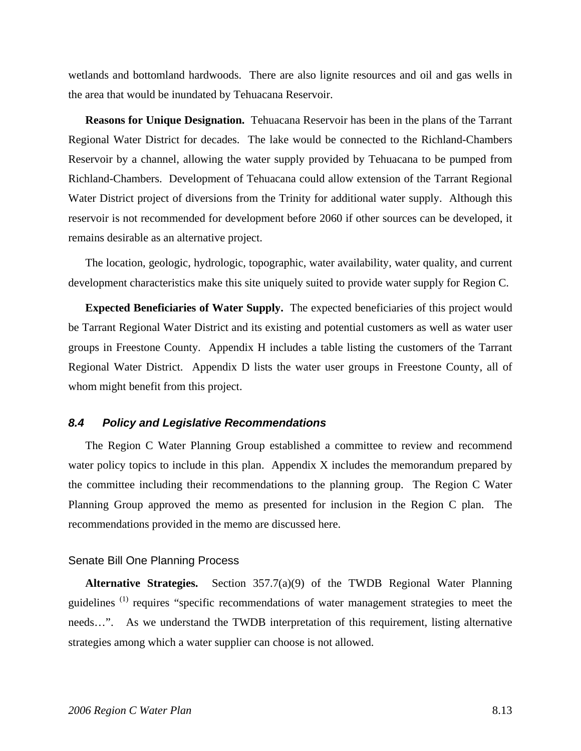wetlands and bottomland hardwoods. There are also lignite resources and oil and gas wells in the area that would be inundated by Tehuacana Reservoir.

**Reasons for Unique Designation.** Tehuacana Reservoir has been in the plans of the Tarrant Regional Water District for decades. The lake would be connected to the Richland-Chambers Reservoir by a channel, allowing the water supply provided by Tehuacana to be pumped from Richland-Chambers. Development of Tehuacana could allow extension of the Tarrant Regional Water District project of diversions from the Trinity for additional water supply. Although this reservoir is not recommended for development before 2060 if other sources can be developed, it remains desirable as an alternative project.

The location, geologic, hydrologic, topographic, water availability, water quality, and current development characteristics make this site uniquely suited to provide water supply for Region C.

**Expected Beneficiaries of Water Supply.** The expected beneficiaries of this project would be Tarrant Regional Water District and its existing and potential customers as well as water user groups in Freestone County. Appendix H includes a table listing the customers of the Tarrant Regional Water District. Appendix D lists the water user groups in Freestone County, all of whom might benefit from this project.

## *8.4 Policy and Legislative Recommendations*

The Region C Water Planning Group established a committee to review and recommend water policy topics to include in this plan. Appendix X includes the memorandum prepared by the committee including their recommendations to the planning group. The Region C Water Planning Group approved the memo as presented for inclusion in the Region C plan. The recommendations provided in the memo are discussed here.

### Senate Bill One Planning Process

**Alternative Strategies.** Section 357.7(a)(9) of the TWDB Regional Water Planning guidelines [(1)] requires "specific recommendations of water management strategies to meet the needs…". As we understand the TWDB interpretation of this requirement, listing alternative strategies among which a water supplier can choose is not allowed.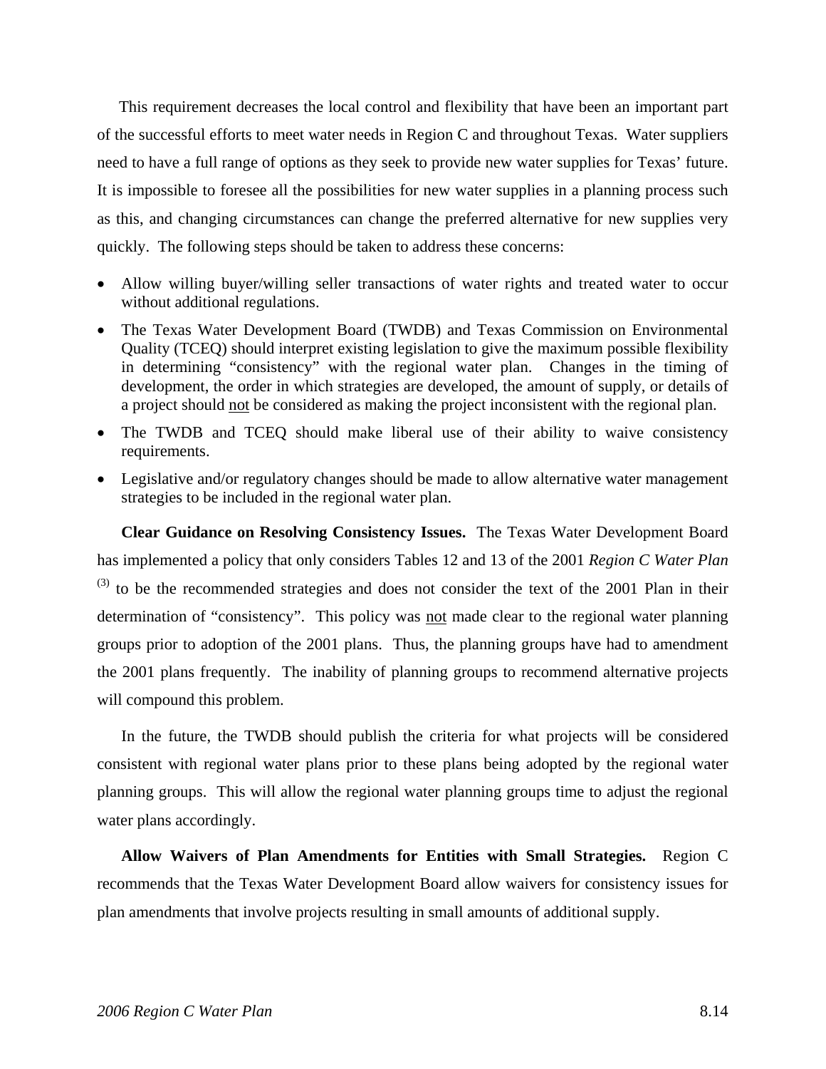This requirement decreases the local control and flexibility that have been an important part of the successful efforts to meet water needs in Region C and throughout Texas. Water suppliers need to have a full range of options as they seek to provide new water supplies for Texas' future. It is impossible to foresee all the possibilities for new water supplies in a planning process such as this, and changing circumstances can change the preferred alternative for new supplies very quickly. The following steps should be taken to address these concerns:

- Allow willing buyer/willing seller transactions of water rights and treated water to occur without additional regulations.
- The Texas Water Development Board (TWDB) and Texas Commission on Environmental Quality (TCEQ) should interpret existing legislation to give the maximum possible flexibility in determining "consistency" with the regional water plan. Changes in the timing of development, the order in which strategies are developed, the amount of supply, or details of a project should <u>not</u> be considered as making the project inconsistent with the regional plan.
- The TWDB and TCEQ should make liberal use of their ability to waive consistency requirements.
- Legislative and/or regulatory changes should be made to allow alternative water management strategies to be included in the regional water plan.

**Clear Guidance on Resolving Consistency Issues.** The Texas Water Development Board has implemented a policy that only considers Tables 12 and 13 of the 2001 *Region C Water Plan* [3] to be the recommended strategies and does not consider the text of the 2001 Plan in their determination of "consistency". This policy was <u>not</u> made clear to the regional water planning groups prior to adoption of the 2001 plans. Thus, the planning groups have had to amendment the 2001 plans frequently. The inability of planning groups to recommend alternative projects will compound this problem.

In the future, the TWDB should publish the criteria for what projects will be considered consistent with regional water plans prior to these plans being adopted by the regional water planning groups. This will allow the regional water planning groups time to adjust the regional water plans accordingly.

**Allow Waivers of Plan Amendments for Entities with Small Strategies.** Region C recommends that the Texas Water Development Board allow waivers for consistency issues for plan amendments that involve projects resulting in small amounts of additional supply.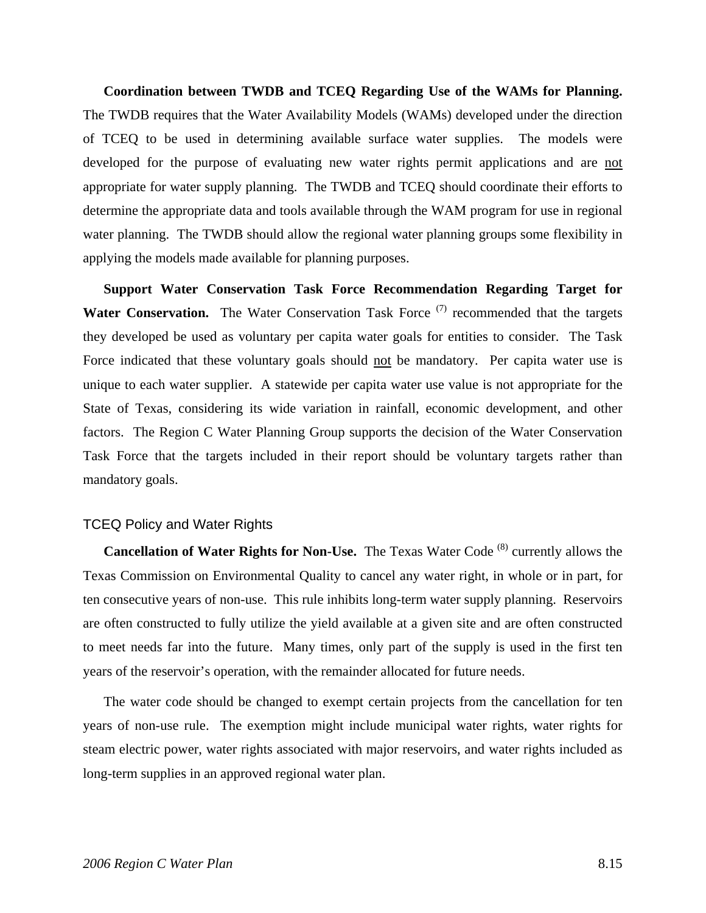**Coordination between TWDB and TCEQ Regarding Use of the WAMs for Planning.** The TWDB requires that the Water Availability Models (WAMs) developed under the direction of TCEQ to be used in determining available surface water supplies. The models were developed for the purpose of evaluating new water rights permit applications and are <u>not</u> appropriate for water supply planning. The TWDB and TCEQ should coordinate their efforts to determine the appropriate data and tools available through the WAM program for use in regional water planning. The TWDB should allow the regional water planning groups some flexibility in applying the models made available for planning purposes.

**Support Water Conservation Task Force Recommendation Regarding Target for Water Conservation.** The Water Conservation Task Force [(7)] recommended that the targets they developed be used as voluntary per capita water goals for entities to consider. The Task Force indicated that these voluntary goals should <u>not</u> be mandatory. Per capita water use is unique to each water supplier. A statewide per capita water use value is not appropriate for the State of Texas, considering its wide variation in rainfall, economic development, and other factors. The Region C Water Planning Group supports the decision of the Water Conservation Task Force that the targets included in their report should be voluntary targets rather than mandatory goals.

### TCEQ Policy and Water Rights

**Cancellation of Water Rights for Non-Use.** The Texas Water Code [(8)] currently allows the Texas Commission on Environmental Quality to cancel any water right, in whole or in part, for ten consecutive years of non-use. This rule inhibits long-term water supply planning. Reservoirs are often constructed to fully utilize the yield available at a given site and are often constructed to meet needs far into the future. Many times, only part of the supply is used in the first ten years of the reservoir's operation, with the remainder allocated for future needs.

The water code should be changed to exempt certain projects from the cancellation for ten years of non-use rule. The exemption might include municipal water rights, water rights for steam electric power, water rights associated with major reservoirs, and water rights included as long-term supplies in an approved regional water plan.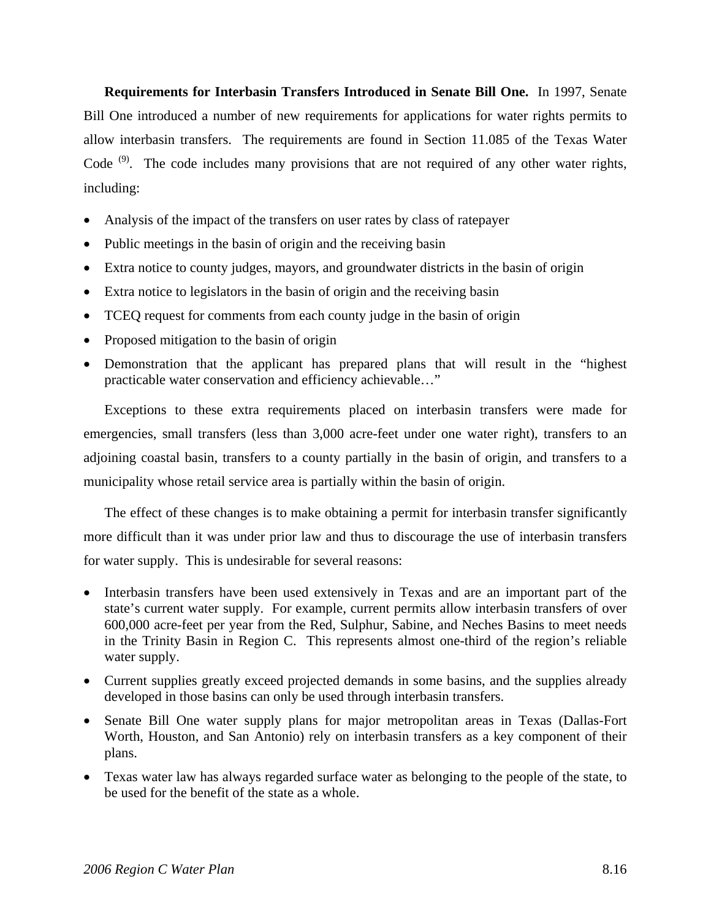**Requirements for Interbasin Transfers Introduced in Senate Bill One.** In 1997, Senate Bill One introduced a number of new requirements for applications for water rights permits to allow interbasin transfers. The requirements are found in Section 11.085 of the Texas Water Code [9]. The code includes many provisions that are not required of any other water rights, including:

- Analysis of the impact of the transfers on user rates by class of ratepayer
- Public meetings in the basin of origin and the receiving basin
- Extra notice to county judges, mayors, and groundwater districts in the basin of origin
- Extra notice to legislators in the basin of origin and the receiving basin
- TCEQ request for comments from each county judge in the basin of origin
- Proposed mitigation to the basin of origin
- Demonstration that the applicant has prepared plans that will result in the "highest practicable water conservation and efficiency achievable…"

Exceptions to these extra requirements placed on interbasin transfers were made for emergencies, small transfers (less than 3,000 acre-feet under one water right), transfers to an adjoining coastal basin, transfers to a county partially in the basin of origin, and transfers to a municipality whose retail service area is partially within the basin of origin.

The effect of these changes is to make obtaining a permit for interbasin transfer significantly more difficult than it was under prior law and thus to discourage the use of interbasin transfers for water supply. This is undesirable for several reasons:

- Interbasin transfers have been used extensively in Texas and are an important part of the state's current water supply. For example, current permits allow interbasin transfers of over 600,000 acre-feet per year from the Red, Sulphur, Sabine, and Neches Basins to meet needs in the Trinity Basin in Region C. This represents almost one-third of the region's reliable water supply.
- Current supplies greatly exceed projected demands in some basins, and the supplies already developed in those basins can only be used through interbasin transfers.
- Senate Bill One water supply plans for major metropolitan areas in Texas (Dallas-Fort Worth, Houston, and San Antonio) rely on interbasin transfers as a key component of their plans.
- Texas water law has always regarded surface water as belonging to the people of the state, to be used for the benefit of the state as a whole.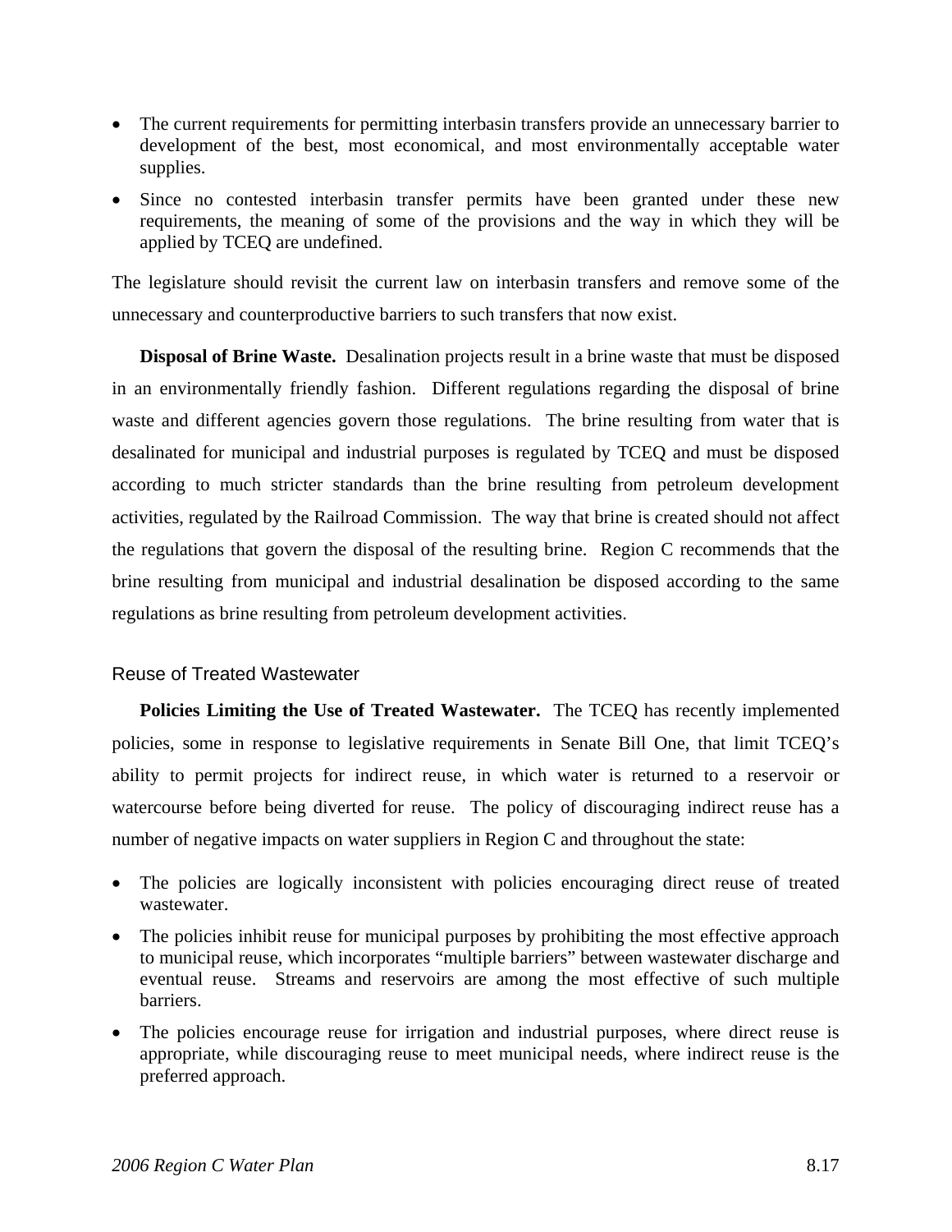- The current requirements for permitting interbasin transfers provide an unnecessary barrier to development of the best, most economical, and most environmentally acceptable water supplies.
- Since no contested interbasin transfer permits have been granted under these new requirements, the meaning of some of the provisions and the way in which they will be applied by TCEQ are undefined.

The legislature should revisit the current law on interbasin transfers and remove some of the unnecessary and counterproductive barriers to such transfers that now exist.

**Disposal of Brine Waste.** Desalination projects result in a brine waste that must be disposed in an environmentally friendly fashion. Different regulations regarding the disposal of brine waste and different agencies govern those regulations. The brine resulting from water that is desalinated for municipal and industrial purposes is regulated by TCEQ and must be disposed according to much stricter standards than the brine resulting from petroleum development activities, regulated by the Railroad Commission. The way that brine is created should not affect the regulations that govern the disposal of the resulting brine. Region C recommends that the brine resulting from municipal and industrial desalination be disposed according to the same regulations as brine resulting from petroleum development activities.

### Reuse of Treated Wastewater

**Policies Limiting the Use of Treated Wastewater.** The TCEQ has recently implemented policies, some in response to legislative requirements in Senate Bill One, that limit TCEQ's ability to permit projects for indirect reuse, in which water is returned to a reservoir or watercourse before being diverted for reuse. The policy of discouraging indirect reuse has a number of negative impacts on water suppliers in Region C and throughout the state:

- The policies are logically inconsistent with policies encouraging direct reuse of treated wastewater.
- The policies inhibit reuse for municipal purposes by prohibiting the most effective approach to municipal reuse, which incorporates "multiple barriers" between wastewater discharge and eventual reuse. Streams and reservoirs are among the most effective of such multiple barriers.
- The policies encourage reuse for irrigation and industrial purposes, where direct reuse is appropriate, while discouraging reuse to meet municipal needs, where indirect reuse is the preferred approach.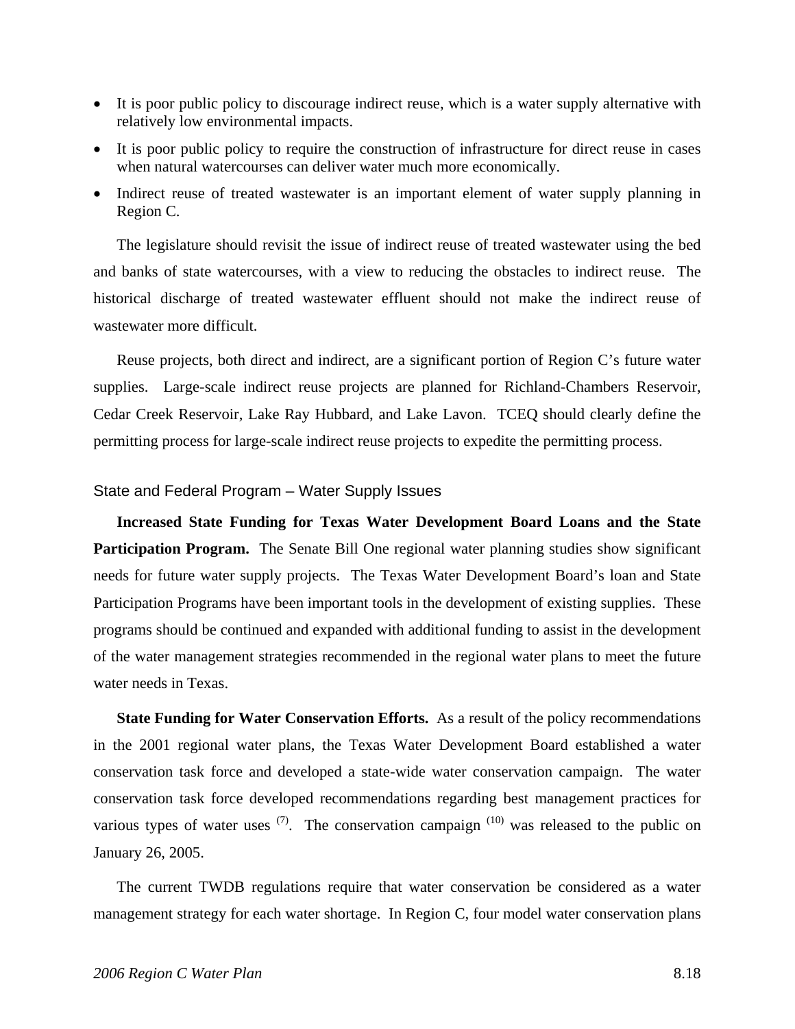- It is poor public policy to discourage indirect reuse, which is a water supply alternative with relatively low environmental impacts.
- It is poor public policy to require the construction of infrastructure for direct reuse in cases when natural watercourses can deliver water much more economically.
- Indirect reuse of treated wastewater is an important element of water supply planning in Region C.

The legislature should revisit the issue of indirect reuse of treated wastewater using the bed and banks of state watercourses, with a view to reducing the obstacles to indirect reuse. The historical discharge of treated wastewater effluent should not make the indirect reuse of wastewater more difficult.

Reuse projects, both direct and indirect, are a significant portion of Region C's future water supplies. Large-scale indirect reuse projects are planned for Richland-Chambers Reservoir, Cedar Creek Reservoir, Lake Ray Hubbard, and Lake Lavon. TCEQ should clearly define the permitting process for large-scale indirect reuse projects to expedite the permitting process.

### State and Federal Program – Water Supply Issues

**Increased State Funding for Texas Water Development Board Loans and the State Participation Program.** The Senate Bill One regional water planning studies show significant needs for future water supply projects. The Texas Water Development Board's loan and State Participation Programs have been important tools in the development of existing supplies. These programs should be continued and expanded with additional funding to assist in the development of the water management strategies recommended in the regional water plans to meet the future water needs in Texas.

**State Funding for Water Conservation Efforts.** As a result of the policy recommendations in the 2001 regional water plans, the Texas Water Development Board established a water conservation task force and developed a state-wide water conservation campaign. The water conservation task force developed recommendations regarding best management practices for various types of water uses (7). The conservation campaign (10) was released to the public on January 26, 2005.

The current TWDB regulations require that water conservation be considered as a water management strategy for each water shortage. In Region C, four model water conservation plans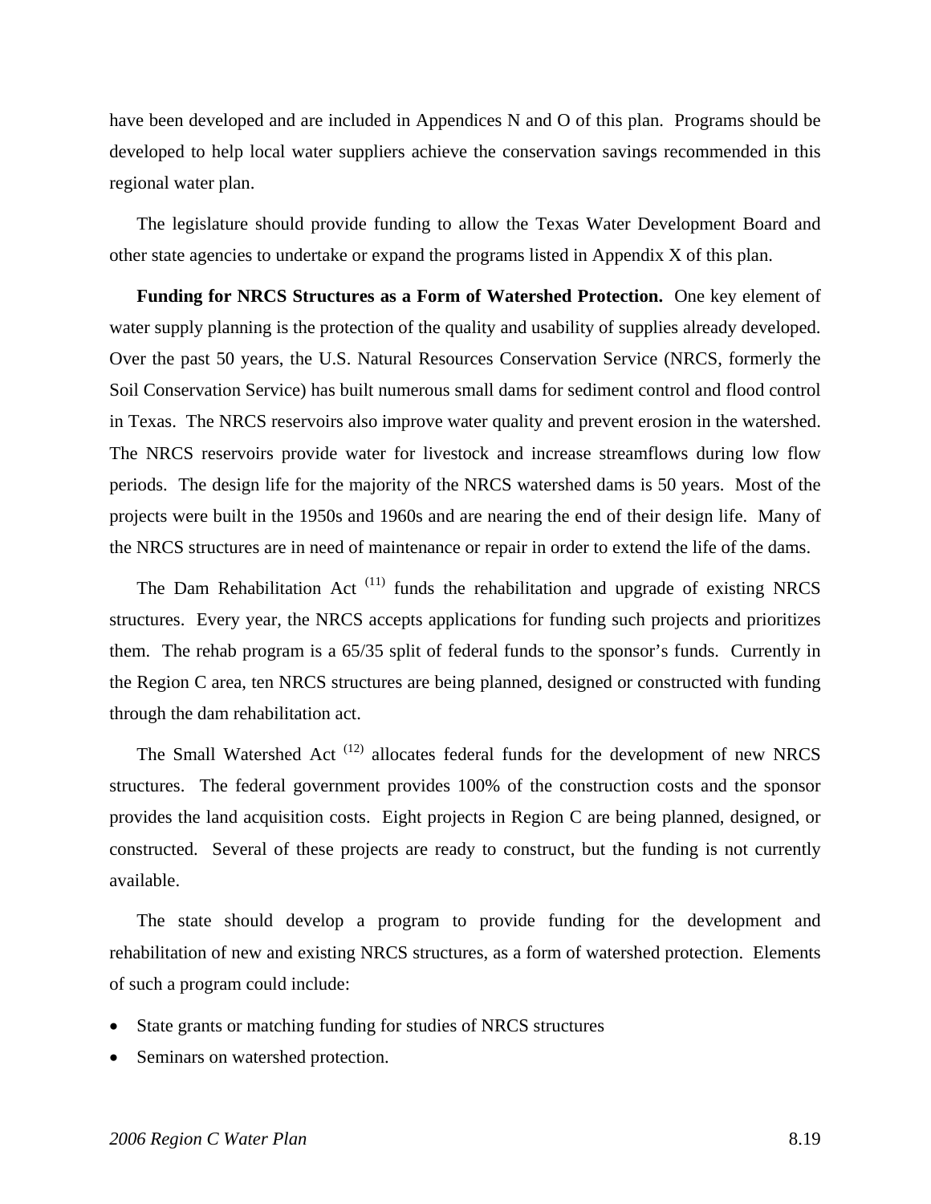have been developed and are included in Appendices N and O of this plan. Programs should be developed to help local water suppliers achieve the conservation savings recommended in this regional water plan.

The legislature should provide funding to allow the Texas Water Development Board and other state agencies to undertake or expand the programs listed in Appendix X of this plan.

**Funding for NRCS Structures as a Form of Watershed Protection.** One key element of water supply planning is the protection of the quality and usability of supplies already developed. Over the past 50 years, the U.S. Natural Resources Conservation Service (NRCS, formerly the Soil Conservation Service) has built numerous small dams for sediment control and flood control in Texas. The NRCS reservoirs also improve water quality and prevent erosion in the watershed. The NRCS reservoirs provide water for livestock and increase streamflows during low flow periods. The design life for the majority of the NRCS watershed dams is 50 years. Most of the projects were built in the 1950s and 1960s and are nearing the end of their design life. Many of the NRCS structures are in need of maintenance or repair in order to extend the life of the dams.

The Dam Rehabilitation Act [11] funds the rehabilitation and upgrade of existing NRCS structures. Every year, the NRCS accepts applications for funding such projects and prioritizes them. The rehab program is a 65/35 split of federal funds to the sponsor's funds. Currently in the Region C area, ten NRCS structures are being planned, designed or constructed with funding through the dam rehabilitation act.

The Small Watershed Act [12] allocates federal funds for the development of new NRCS structures. The federal government provides 100% of the construction costs and the sponsor provides the land acquisition costs. Eight projects in Region C are being planned, designed, or constructed. Several of these projects are ready to construct, but the funding is not currently available.

The state should develop a program to provide funding for the development and rehabilitation of new and existing NRCS structures, as a form of watershed protection. Elements of such a program could include:

- State grants or matching funding for studies of NRCS structures
- Seminars on watershed protection.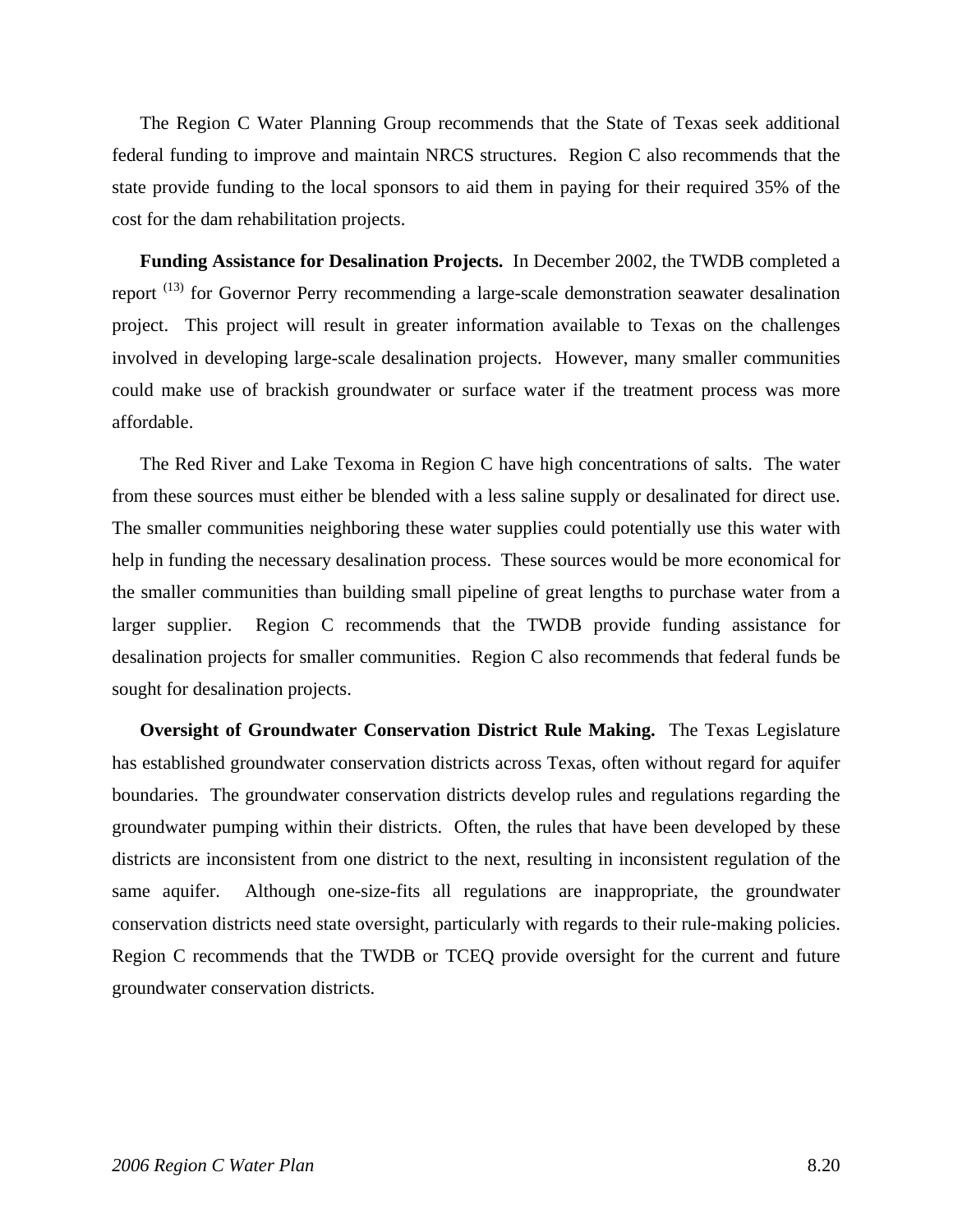The Region C Water Planning Group recommends that the State of Texas seek additional federal funding to improve and maintain NRCS structures. Region C also recommends that the state provide funding to the local sponsors to aid them in paying for their required 35% of the cost for the dam rehabilitation projects.

**Funding Assistance for Desalination Projects.** In December 2002, the TWDB completed a report [(13)] for Governor Perry recommending a large-scale demonstration seawater desalination project. This project will result in greater information available to Texas on the challenges involved in developing large-scale desalination projects. However, many smaller communities could make use of brackish groundwater or surface water if the treatment process was more affordable.

The Red River and Lake Texoma in Region C have high concentrations of salts. The water from these sources must either be blended with a less saline supply or desalinated for direct use. The smaller communities neighboring these water supplies could potentially use this water with help in funding the necessary desalination process. These sources would be more economical for the smaller communities than building small pipeline of great lengths to purchase water from a larger supplier. Region C recommends that the TWDB provide funding assistance for desalination projects for smaller communities. Region C also recommends that federal funds be sought for desalination projects.

**Oversight of Groundwater Conservation District Rule Making.** The Texas Legislature has established groundwater conservation districts across Texas, often without regard for aquifer boundaries. The groundwater conservation districts develop rules and regulations regarding the groundwater pumping within their districts. Often, the rules that have been developed by these districts are inconsistent from one district to the next, resulting in inconsistent regulation of the same aquifer. Although one-size-fits all regulations are inappropriate, the groundwater conservation districts need state oversight, particularly with regards to their rule-making policies. Region C recommends that the TWDB or TCEQ provide oversight for the current and future groundwater conservation districts.